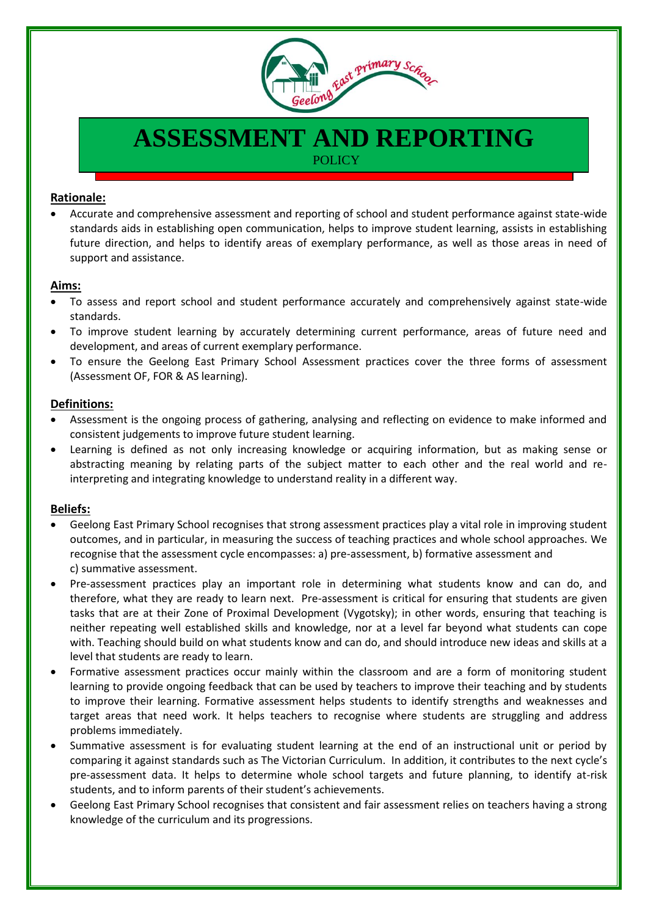# ASSESSMENT AND REPORTING

POLICY

## Rationale:

- Accurate and comprehensive assessment and reporting of school and student performance against state-wide standards aids in establishing open communication, helps to improve student learning, assists in establishing future direction, and helps to identify areas of exemplary performance, as well as those areas in need of support and assistance.

## Aims:

- To assess and report school and student performance accurately and comprehensively against state-wide standards.
- To improve student learning by accurately determining current performance, areas of future need and development, and areas of current exemplary performance.
- To ensure the Geelong East Primary School Assessment practices cover the three forms of assessment (Assessment OF, FOR & AS learning).

## Definitions:

- Assessment is the ongoing process of gathering, analysing and reflecting on evidence to make informed and consistent judgements to improve future student learning.
- Learning is defined as not only increasing knowledge or acquiring information, but as making sense or abstracting meaning by relating parts of the subject matter to each other and the real world and re-interpreting and integrating knowledge to understand reality in a different way.

## Beliefs:

- Geelong East Primary School recognises that strong assessment practices play a vital role in improving student outcomes, and in particular, in measuring the success of teaching practices and whole school approaches. We recognise that the assessment cycle encompasses: a) pre-assessment, b) formative assessment and c) summative assessment.
- Pre-assessment practices play an important role in determining what students know and can do, and therefore, what they are ready to learn next. Pre-assessment is critical for ensuring that students are given tasks that are at their Zone of Proximal Development (Vygotsky); in other words, ensuring that teaching is neither repeating well established skills and knowledge, nor at a level far beyond what students can cope with. Teaching should build on what students know and can do, and should introduce new ideas and skills at a level that students are ready to learn.
- Formative assessment practices occur mainly within the classroom and are a form of monitoring student learning to provide ongoing feedback that can be used by teachers to improve their teaching and by students to improve their learning. Formative assessment helps students to identify strengths and weaknesses and target areas that need work. It helps teachers to recognise where students are struggling and address problems immediately.
- Summative assessment is for evaluating student learning at the end of an instructional unit or period by comparing it against standards such as The Victorian Curriculum. In addition, it contributes to the next cycle's pre-assessment data. It helps to determine whole school targets and future planning, to identify at-risk students, and to inform parents of their student's achievements.
- Geelong East Primary School recognises that consistent and fair assessment relies on teachers having a strong knowledge of the curriculum and its progressions.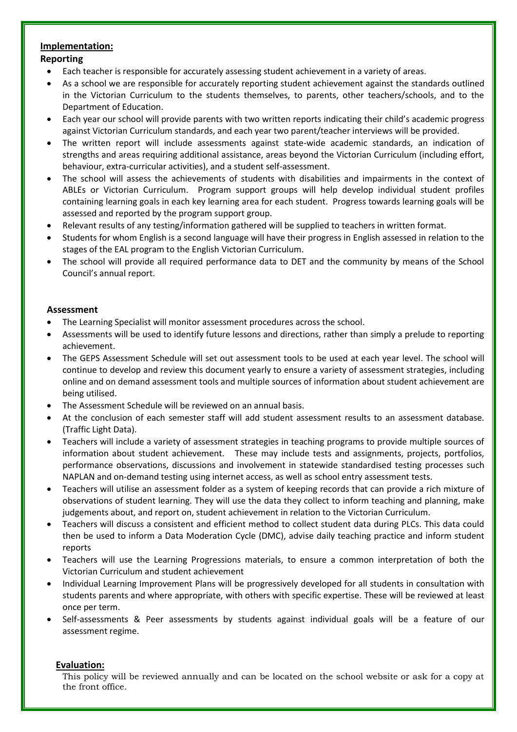## Implementation:

### Reporting

- Each teacher is responsible for accurately assessing student achievement in a variety of areas.
- As a school we are responsible for accurately reporting student achievement against the standards outlined in the Victorian Curriculum to the students themselves, to parents, other teachers/schools, and to the Department of Education.
- Each year our school will provide parents with two written reports indicating their child's academic progress against Victorian Curriculum standards, and each year two parent/teacher interviews will be provided.
- The written report will include assessments against state-wide academic standards, an indication of strengths and areas requiring additional assistance, areas beyond the Victorian Curriculum (including effort, behaviour, extra-curricular activities), and a student self-assessment.
- The school will assess the achievements of students with disabilities and impairments in the context of ABLEs or Victorian Curriculum. Program support groups will help develop individual student profiles containing learning goals in each key learning area for each student. Progress towards learning goals will be assessed and reported by the program support group.
- Relevant results of any testing/information gathered will be supplied to teachers in written format.
- Students for whom English is a second language will have their progress in English assessed in relation to the stages of the EAL program to the English Victorian Curriculum.
- The school will provide all required performance data to DET and the community by means of the School Council's annual report.

### Assessment

- The Learning Specialist will monitor assessment procedures across the school.
- Assessments will be used to identify future lessons and directions, rather than simply a prelude to reporting achievement.
- The GEPS Assessment Schedule will set out assessment tools to be used at each year level. The school will continue to develop and review this document yearly to ensure a variety of assessment strategies, including online and on demand assessment tools and multiple sources of information about student achievement are being utilised.
- The Assessment Schedule will be reviewed on an annual basis.
- At the conclusion of each semester staff will add student assessment results to an assessment database. (Traffic Light Data).
- Teachers will include a variety of assessment strategies in teaching programs to provide multiple sources of information about student achievement. These may include tests and assignments, projects, portfolios, performance observations, discussions and involvement in statewide standardised testing processes such NAPLAN and on-demand testing using internet access, as well as school entry assessment tests.
- Teachers will utilise an assessment folder as a system of keeping records that can provide a rich mixture of observations of student learning. They will use the data they collect to inform teaching and planning, make judgements about, and report on, student achievement in relation to the Victorian Curriculum.
- Teachers will discuss a consistent and efficient method to collect student data during PLCs. This data could then be used to inform a Data Moderation Cycle (DMC), advise daily teaching practice and inform student reports
- Teachers will use the Learning Progressions materials, to ensure a common interpretation of both the Victorian Curriculum and student achievement
- Individual Learning Improvement Plans will be progressively developed for all students in consultation with students parents and where appropriate, with others with specific expertise. These will be reviewed at least once per term.
- Self-assessments & Peer assessments by students against individual goals will be a feature of our assessment regime.

## Evaluation:

This policy will be reviewed annually and can be located on the school website or ask for a copy at the front office.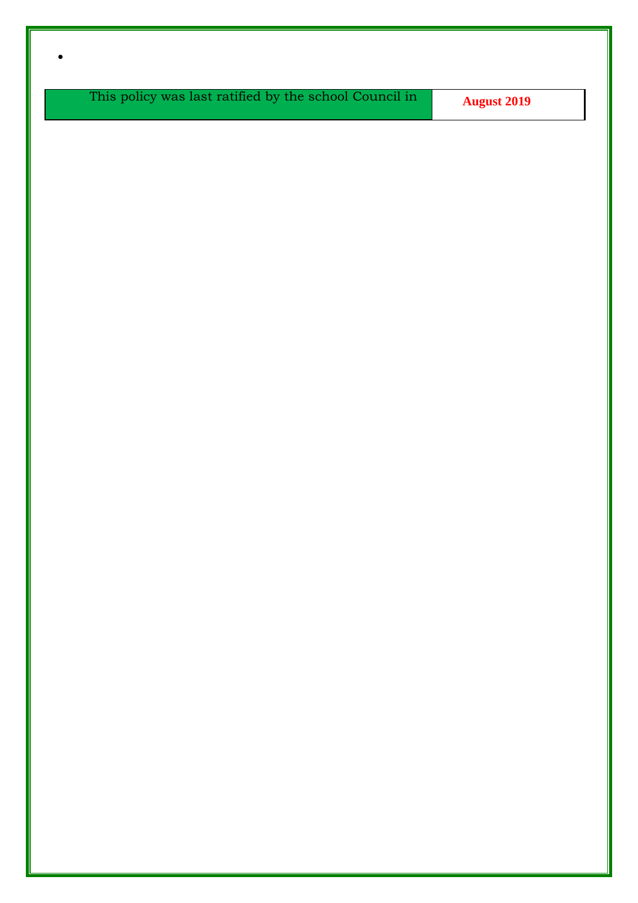| | |
|---|---|
| This policy was last ratified by the school Council in | **August 2019** |